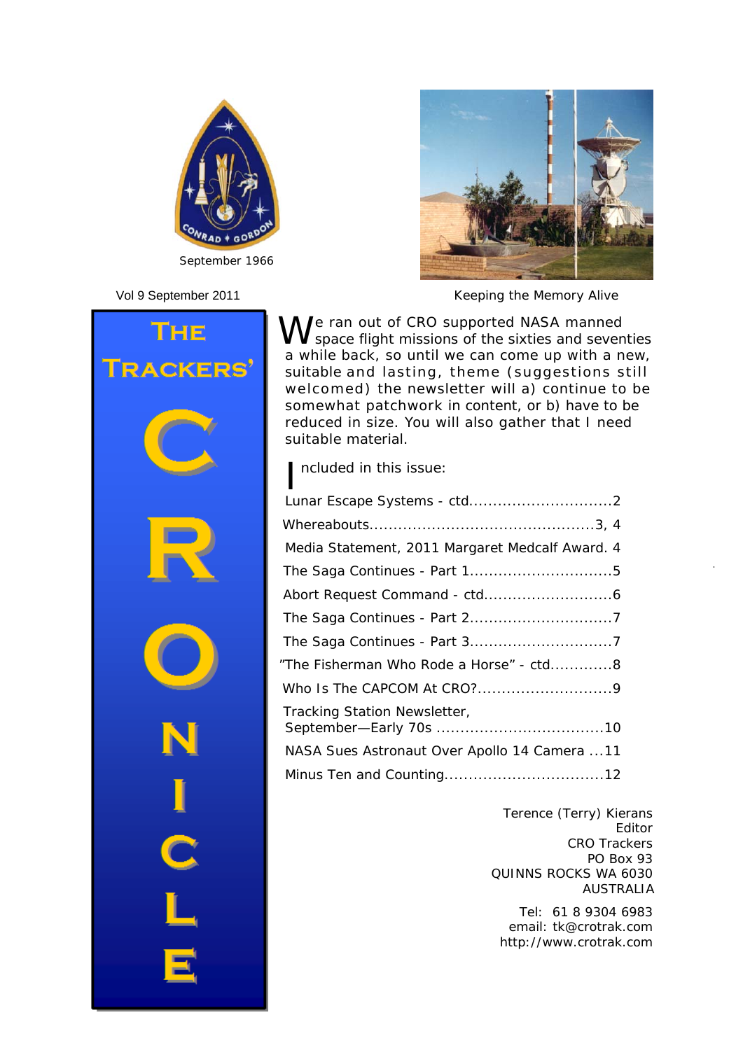September 1966

Vol 9 September 2011

Keeping the Memory Alive

# The Trackers' CRONICLE

We ran out of CRO supported NASA manned space flight missions of the sixties and seventies a while back, so until we can come up with a new, suitable and lasting, theme (suggestions still welcomed) the newsletter will a) continue to be somewhat patchwork in content, or b) have to be reduced in size. You will also gather that I need suitable material.

Included in this issue:

| | |
|---|---|
| Lunar Escape Systems - ctd. | 2 |
| Whereabouts | 3, 4 |
| Media Statement, 2011 Margaret Medcalf Award. | 4 |
| The Saga Continues - Part 1 | 5 |
| Abort Request Command - ctd. | 6 |
| The Saga Continues - Part 2 | 7 |
| The Saga Continues - Part 3 | 7 |
| "The Fisherman Who Rode a Horse" - ctd. | 8 |
| Who Is The CAPCOM At CRO? | 9 |
| Tracking Station Newsletter, September—Early 70s | 10 |
| NASA Sues Astronaut Over Apollo 14 Camera | 11 |
| Minus Ten and Counting | 12 |

Terence (Terry) Kierans
Editor
CRO Trackers
PO Box 93
QUINNS ROCKS WA 6030
AUSTRALIA

Tel: 61 8 9304 6983
email: tk@crotrak.com
http://www.crotrak.com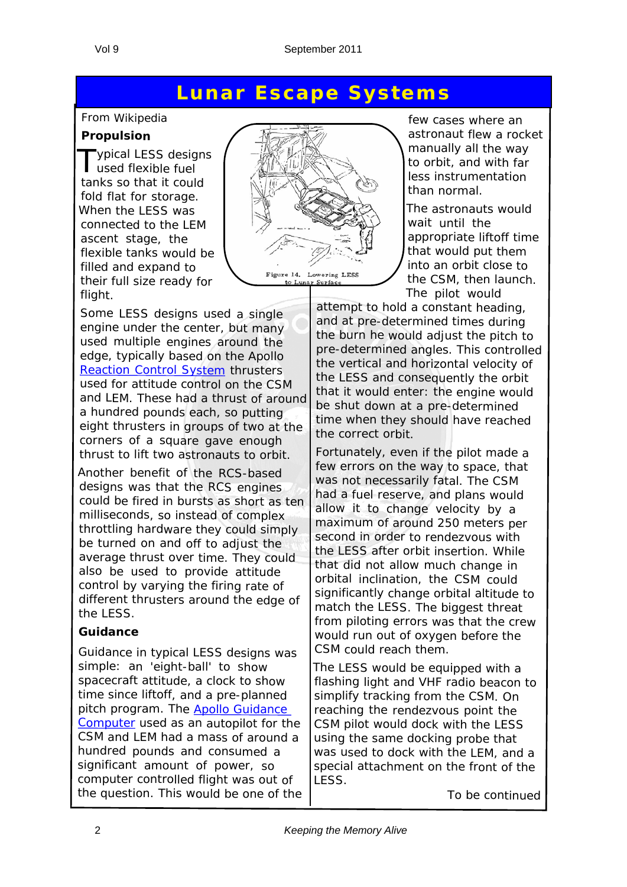# Lunar Escape Systems

From Wikipedia

### Propulsion

Typical LESS designs used flexible fuel tanks so that it could fold flat for storage. When the LESS was connected to the LEM ascent stage, the flexible tanks would be filled and expand to their full size ready for flight.

Figure 14. Lowering LESS to Lunar Surface

Some LESS designs used a single engine under the center, but many used multiple engines around the edge, typically based on the Apollo Reaction Control System thrusters used for attitude control on the CSM and LEM. These had a thrust of around a hundred pounds each, so putting eight thrusters in groups of two at the corners of a square gave enough thrust to lift two astronauts to orbit.

Another benefit of the RCS-based designs was that the RCS engines could be fired in bursts as short as ten milliseconds, so instead of complex throttling hardware they could simply be turned on and off to adjust the average thrust over time. They could also be used to provide attitude control by varying the firing rate of different thrusters around the edge of the LESS.

### Guidance

Guidance in typical LESS designs was simple: an 'eight-ball' to show spacecraft attitude, a clock to show time since liftoff, and a pre-planned pitch program. The Apollo Guidance Computer used as an autopilot for the CSM and LEM had a mass of around a hundred pounds and consumed a significant amount of power, so computer controlled flight was out of the question. This would be one of the few cases where an astronaut flew a rocket manually all the way to orbit, and with far less instrumentation than normal.

The astronauts would wait until the appropriate liftoff time that would put them into an orbit close to the CSM, then launch. The pilot would attempt to hold a constant heading, and at pre-determined times during the burn he would adjust the pitch to pre-determined angles. This controlled the vertical and horizontal velocity of the LESS and consequently the orbit that it would enter: the engine would be shut down at a pre-determined time when they should have reached the correct orbit.

Fortunately, even if the pilot made a few errors on the way to space, that was not necessarily fatal. The CSM had a fuel reserve, and plans would allow it to change velocity by a maximum of around 250 meters per second in order to rendezvous with the LESS after orbit insertion. While that did not allow much change in orbital inclination, the CSM could significantly change orbital altitude to match the LESS. The biggest threat from piloting errors was that the crew would run out of oxygen before the CSM could reach them.

The LESS would be equipped with a flashing light and VHF radio beacon to simplify tracking from the CSM. On reaching the rendezvous point the CSM pilot would dock with the LESS using the same docking probe that was used to dock with the LEM, and a special attachment on the front of the LESS.

To be continued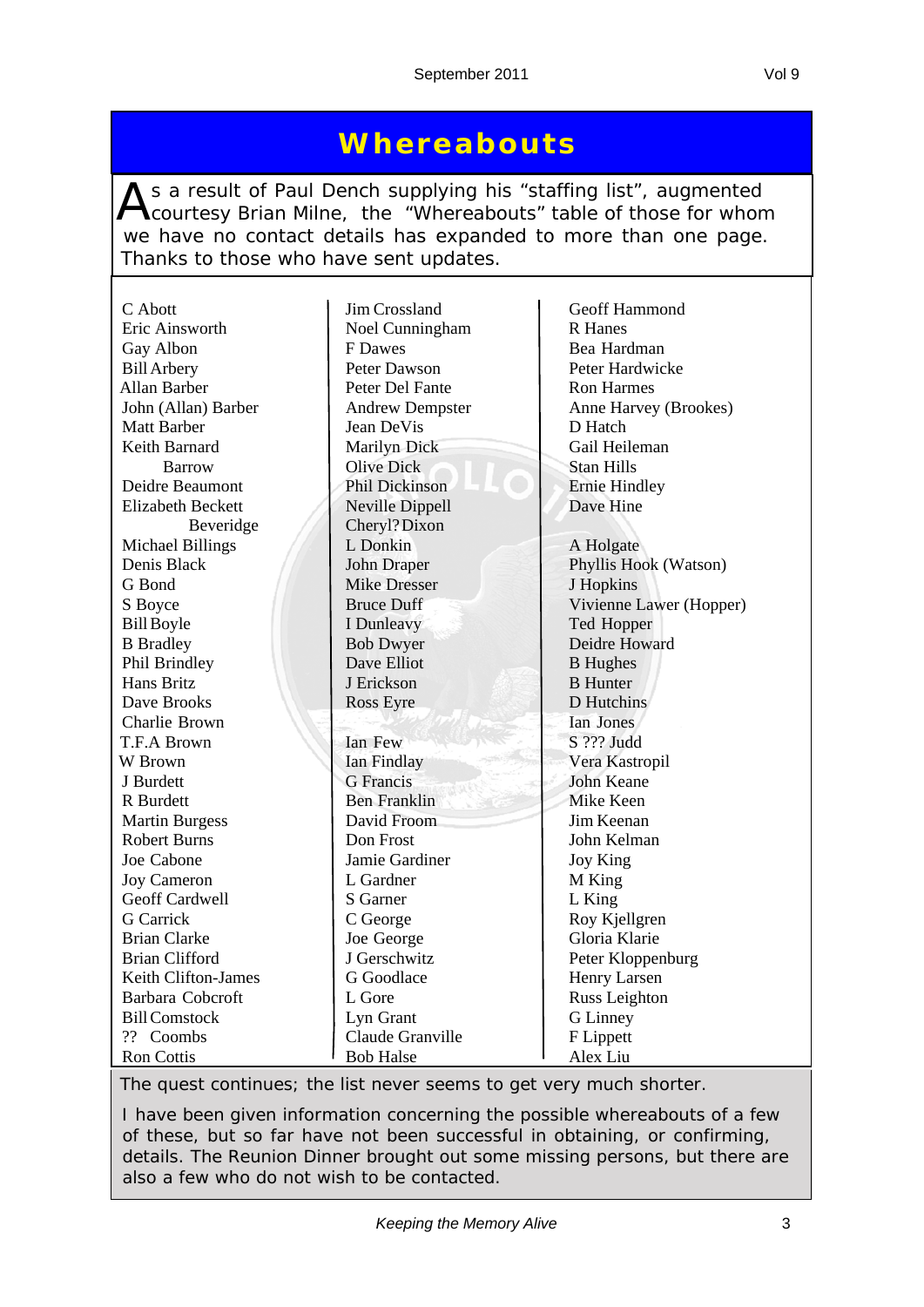# Whereabouts

As a result of Paul Dench supplying his “staffing list”, augmented courtesy Brian Milne, the “Whereabouts” table of those for whom we have no contact details has expanded to more than one page. Thanks to those who have sent updates.

C Abott
Eric Ainsworth
Gay Albon
Bill Arbery
Allan Barber
John (Allan) Barber
Matt Barber
Keith Barnard
Barrow
Deidre Beaumont
Elizabeth Beckett
Beveridge
Michael Billings
Denis Black
G Bond
S Boyce
Bill Boyle
B Bradley
Phil Brindley
Hans Britz
Dave Brooks
Charlie Brown
T.F.A Brown
W Brown
J Burdett
R Burdett
Martin Burgess
Robert Burns
Joe Cabone
Joy Cameron
Geoff Cardwell
G Carrick
Brian Clarke
Brian Clifford
Keith Clifton-James
Barbara Cobcroft
Bill Comstock
?? Coombs
Ron Cottis

Jim Crossland
Noel Cunningham
F Dawes
Peter Dawson
Peter Del Fante
Andrew Dempster
Jean DeVis
Marilyn Dick
Olive Dick
Phil Dickinson
Neville Dippell
Cheryl? Dixon
L Donkin
John Draper
Mike Dresser
Bruce Duff
I Dunleavy
Bob Dwyer
Dave Elliot
J Erickson
Ross Eyre

Ian Few
Ian Findlay
G Francis
Ben Franklin
David Froom
Don Frost
Jamie Gardiner
L Gardner
S Garner
C George
Joe George
J Gerschwitz
G Goodlace
L Gore
Lyn Grant
Claude Granville
Bob Halse

Geoff Hammond
R Hanes
Bea Hardman
Peter Hardwicke
Ron Harmes
Anne Harvey (Brookes)
D Hatch
Gail Heileman
Stan Hills
Ernie Hindley
Dave Hine

A Holgate
Phyllis Hook (Watson)
J Hopkins
Vivienne Lawer (Hopper)
Ted Hopper
Deidre Howard
B Hughes
B Hunter
D Hutchins
Ian Jones
S ??? Judd
Vera Kastropil
John Keane
Mike Keen
Jim Keenan
John Kelman
Joy King
M King
L King
Roy Kjellgren
Gloria Klarie
Peter Kloppenburg
Henry Larsen
Russ Leighton
G Linney
F Lippett
Alex Liu

The quest continues; the list never seems to get very much shorter.

I have been given information concerning the possible whereabouts of a few of these, but so far have not been successful in obtaining, or confirming, details. The Reunion Dinner brought out some missing persons, but there are also a few who do not wish to be contacted.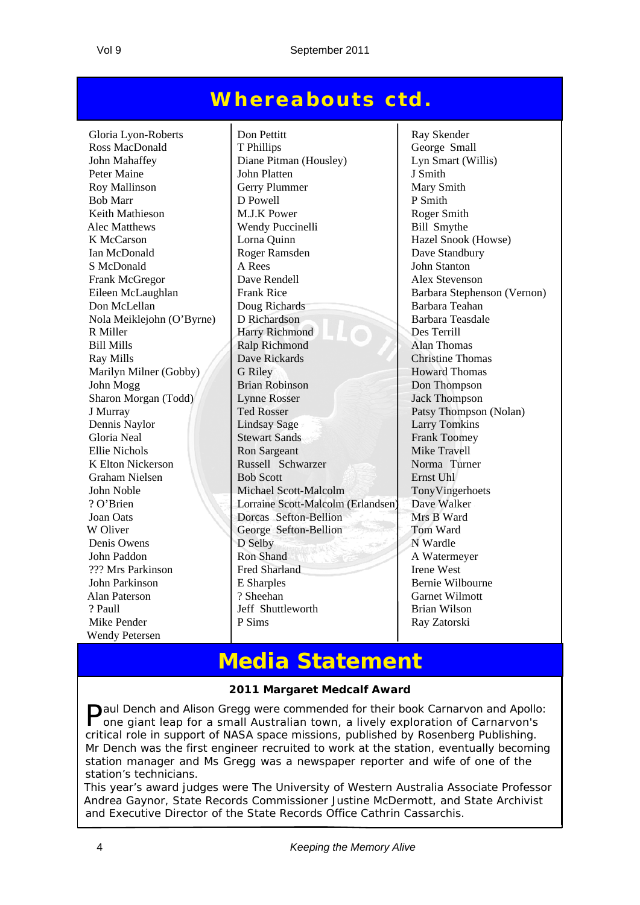# Whereabouts ctd.

Gloria Lyon-Roberts
Ross MacDonald
John Mahaffey
Peter Maine
Roy Mallinson
Bob Marr
Keith Mathieson
Alec Matthews
K McCarson
Ian McDonald
S McDonald
Frank McGregor
Eileen McLaughlan
Don McLellan
Nola Meiklejohn (O'Byrne)
R Miller
Bill Mills
Ray Mills
Marilyn Milner (Gobby)
John Mogg
Sharon Morgan (Todd)
J Murray
Dennis Naylor
Gloria Neal
Ellie Nichols
K Elton Nickerson
Graham Nielsen
John Noble
? O'Brien
Joan Oats
W Oliver
Denis Owens
John Paddon
??? Mrs Parkinson
John Parkinson
Alan Paterson
? Paull
Mike Pender
Wendy Petersen

Don Pettitt
T Phillips
Diane Pitman (Housley)
John Platten
Gerry Plummer
D Powell
M.J.K Power
Wendy Puccinelli
Lorna Quinn
Roger Ramsden
A Rees
Dave Rendell
Frank Rice
Doug Richards
D Richardson
Harry Richmond
Ralp Richmond
Dave Rickards
G Riley
Brian Robinson
Lynne Rosser
Ted Rosser
Lindsay Sage
Stewart Sands
Ron Sargeant
Russell Schwarzer
Bob Scott
Michael Scott-Malcolm
Lorraine Scott-Malcolm (Erlandsen)
Dorcas Sefton-Bellion
George Sefton-Bellion
D Selby
Ron Shand
Fred Sharland
E Sharples
? Sheehan
Jeff Shuttleworth
P Sims

Ray Skender
George Small
Lyn Smart (Willis)
J Smith
Mary Smith
P Smith
Roger Smith
Bill Smythe
Hazel Snook (Howse)
Dave Standbury
John Stanton
Alex Stevenson
Barbara Stephenson (Vernon)
Barbara Teahan
Barbara Teasdale
Des Terrill
Alan Thomas
Christine Thomas
Howard Thomas
Don Thompson
Jack Thompson
Patsy Thompson (Nolan)
Larry Tomkins
Frank Toomey
Mike Travell
Norma Turner
Ernst Uhl
TonyVingerhoets
Dave Walker
Mrs B Ward
Tom Ward
N Wardle
A Watermeyer
Irene West
Bernie Wilbourne
Garnet Wilmott
Brian Wilson
Ray Zatorski

# Media Statement

**2011 Margaret Medcalf Award**

Paul Dench and Alison Gregg were commended for their book Carnarvon and Apollo: one giant leap for a small Australian town, a lively exploration of Carnarvon's critical role in support of NASA space missions, published by Rosenberg Publishing. Mr Dench was the first engineer recruited to work at the station, eventually becoming station manager and Ms Gregg was a newspaper reporter and wife of one of the station's technicians.

This year's award judges were The University of Western Australia Associate Professor Andrea Gaynor, State Records Commissioner Justine McDermott, and State Archivist and Executive Director of the State Records Office Cathrin Cassarchis.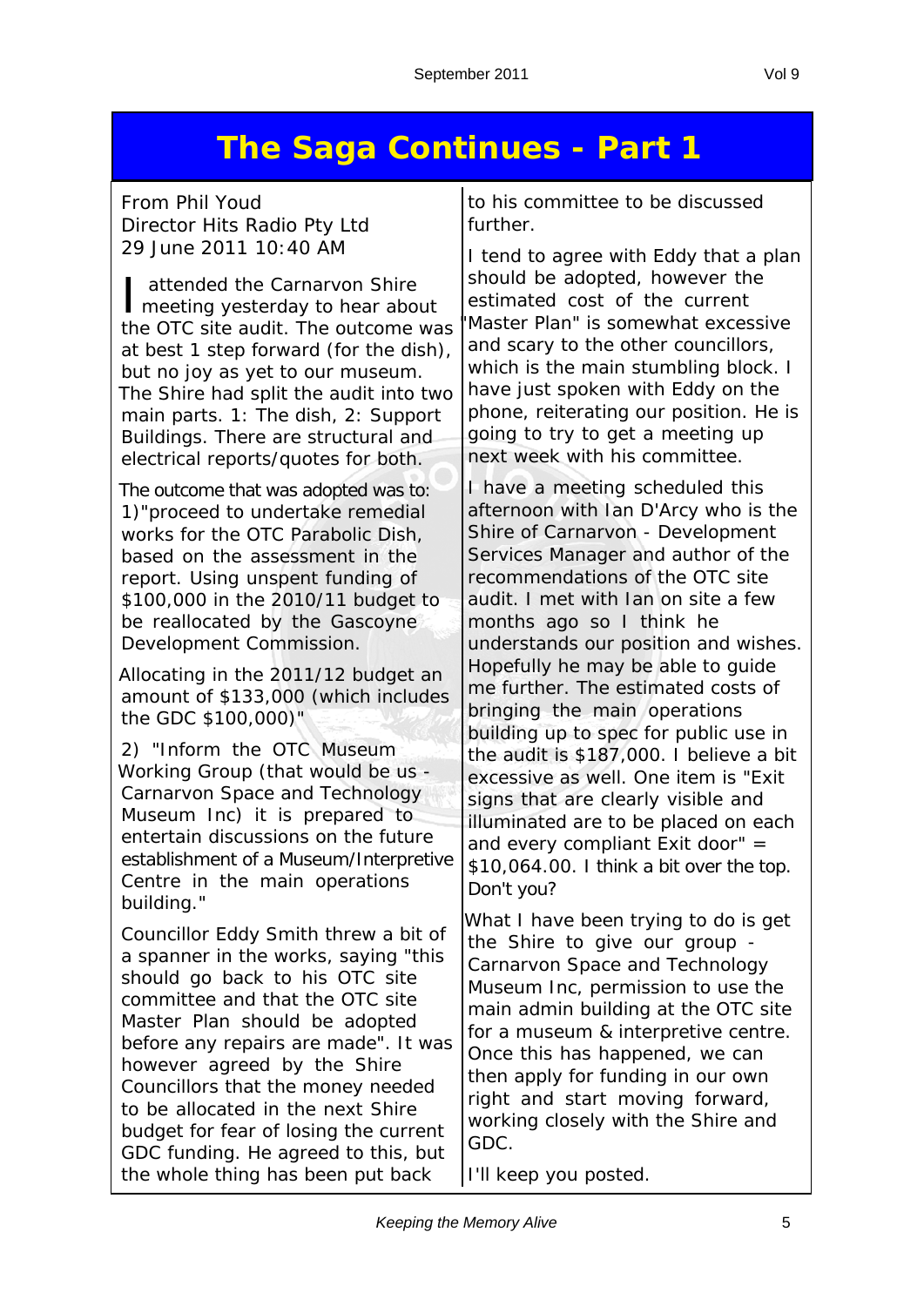# The Saga Continues - Part 1

From Phil Youd
Director Hits Radio Pty Ltd
29 June 2011 10:40 AM

I attended the Carnarvon Shire meeting yesterday to hear about the OTC site audit. The outcome was at best 1 step forward (for the dish), but no joy as yet to our museum. The Shire had split the audit into two main parts. 1: The dish, 2: Support Buildings. There are structural and electrical reports/quotes for both.

The outcome that was adopted was to:
1)"proceed to undertake remedial works for the OTC Parabolic Dish, based on the assessment in the report. Using unspent funding of $100,000 in the 2010/11 budget to be reallocated by the Gascoyne Development Commission.

Allocating in the 2011/12 budget an amount of $133,000 (which includes the GDC $100,000)"

2) "Inform the OTC Museum Working Group (that would be us - Carnarvon Space and Technology Museum Inc) it is prepared to entertain discussions on the future establishment of a Museum/Interpretive Centre in the main operations building."

Councillor Eddy Smith threw a bit of a spanner in the works, saying "this should go back to his OTC site committee and that the OTC site Master Plan should be adopted before any repairs are made". It was however agreed by the Shire Councillors that the money needed to be allocated in the next Shire budget for fear of losing the current GDC funding. He agreed to this, but the whole thing has been put back to his committee to be discussed further.

I tend to agree with Eddy that a plan should be adopted, however the estimated cost of the current "Master Plan" is somewhat excessive and scary to the other councillors, which is the main stumbling block. I have just spoken with Eddy on the phone, reiterating our position. He is going to try to get a meeting up next week with his committee.

I have a meeting scheduled this afternoon with Ian D'Arcy who is the Shire of Carnarvon - Development Services Manager and author of the recommendations of the OTC site audit. I met with Ian on site a few months ago so I think he understands our position and wishes. Hopefully he may be able to guide me further. The estimated costs of bringing the main operations building up to spec for public use in the audit is $187,000. I believe a bit excessive as well. One item is "Exit signs that are clearly visible and illuminated are to be placed on each and every compliant Exit door" = $10,064.00. I think a bit over the top. Don't you?

What I have been trying to do is get the Shire to give our group - Carnarvon Space and Technology Museum Inc, permission to use the main admin building at the OTC site for a museum & interpretive centre. Once this has happened, we can then apply for funding in our own right and start moving forward, working closely with the Shire and GDC.

I'll keep you posted.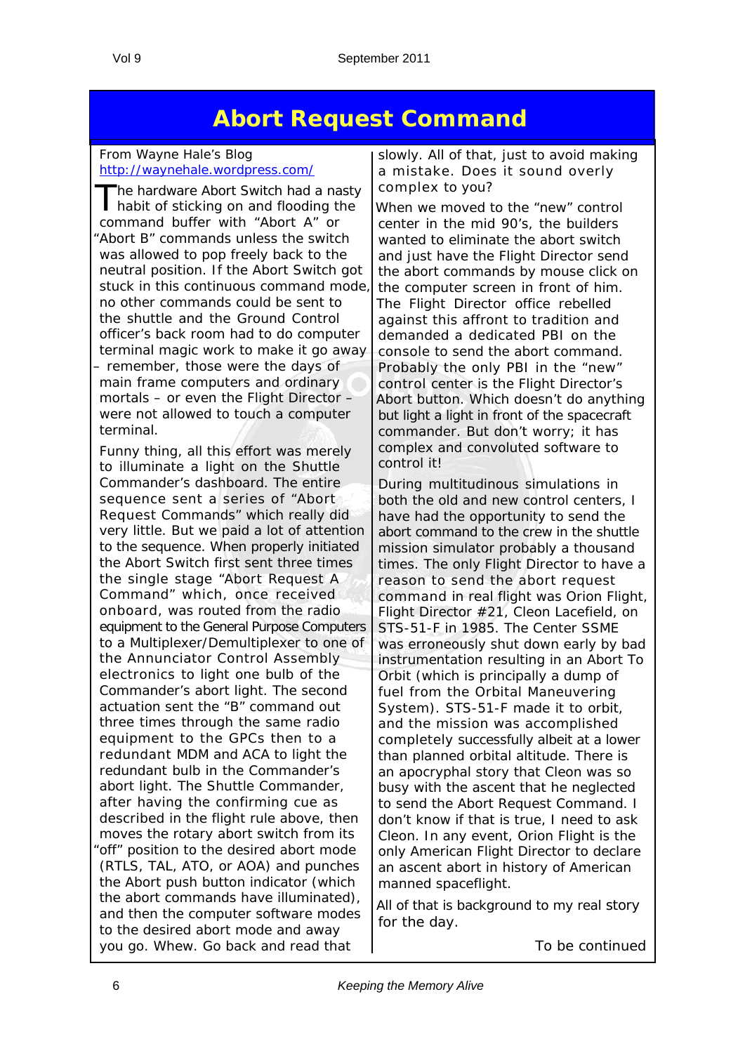# Abort Request Command

From Wayne Hale's Blog
[http://waynehale.wordpress.com/](http://waynehale.wordpress.com/)

The hardware Abort Switch had a nasty habit of sticking on and flooding the command buffer with "Abort A" or "Abort B" commands unless the switch was allowed to pop freely back to the neutral position. If the Abort Switch got stuck in this continuous command mode, no other commands could be sent to the shuttle and the Ground Control officer's back room had to do computer terminal magic work to make it go away – remember, those were the days of main frame computers and ordinary mortals – or even the Flight Director – were not allowed to touch a computer terminal.

Funny thing, all this effort was merely to illuminate a light on the Shuttle Commander's dashboard. The entire sequence sent a series of "Abort Request Commands" which really did very little. But we paid a lot of attention to the sequence. When properly initiated the Abort Switch first sent three times the single stage "Abort Request A Command" which, once received onboard, was routed from the radio equipment to the General Purpose Computers to a Multiplexer/Demultiplexer to one of the Annunciator Control Assembly electronics to light one bulb of the Commander's abort light. The second actuation sent the "B" command out three times through the same radio equipment to the GPCs then to a redundant MDM and ACA to light the redundant bulb in the Commander's abort light. The Shuttle Commander, after having the confirming cue as described in the flight rule above, then moves the rotary abort switch from its "off" position to the desired abort mode (RTLS, TAL, ATO, or AOA) and punches the Abort push button indicator (which the abort commands have illuminated), and then the computer software modes to the desired abort mode and away you go. Whew. Go back and read that slowly. All of that, just to avoid making a mistake. Does it sound overly complex to you?

When we moved to the "new" control center in the mid 90's, the builders wanted to eliminate the abort switch and just have the Flight Director send the abort commands by mouse click on the computer screen in front of him. The Flight Director office rebelled against this affront to tradition and demanded a dedicated PBI on the console to send the abort command. Probably the only PBI in the "new" control center is the Flight Director's Abort button. Which doesn't do anything but light a light in front of the spacecraft commander. But don't worry; it has complex and convoluted software to control it!

During multitudinous simulations in both the old and new control centers, I have had the opportunity to send the abort command to the crew in the shuttle mission simulator probably a thousand times. The only Flight Director to have a reason to send the abort request command in real flight was Orion Flight, Flight Director #21, Cleon Lacefield, on STS-51-F in 1985. The Center SSME was erroneously shut down early by bad instrumentation resulting in an Abort To Orbit (which is principally a dump of fuel from the Orbital Maneuvering System). STS-51-F made it to orbit, and the mission was accomplished completely successfully albeit at a lower than planned orbital altitude. There is an apocryphal story that Cleon was so busy with the ascent that he neglected to send the Abort Request Command. I don't know if that is true, I need to ask Cleon. In any event, Orion Flight is the only American Flight Director to declare an ascent abort in history of American manned spaceflight.

All of that is background to my real story for the day.

To be continued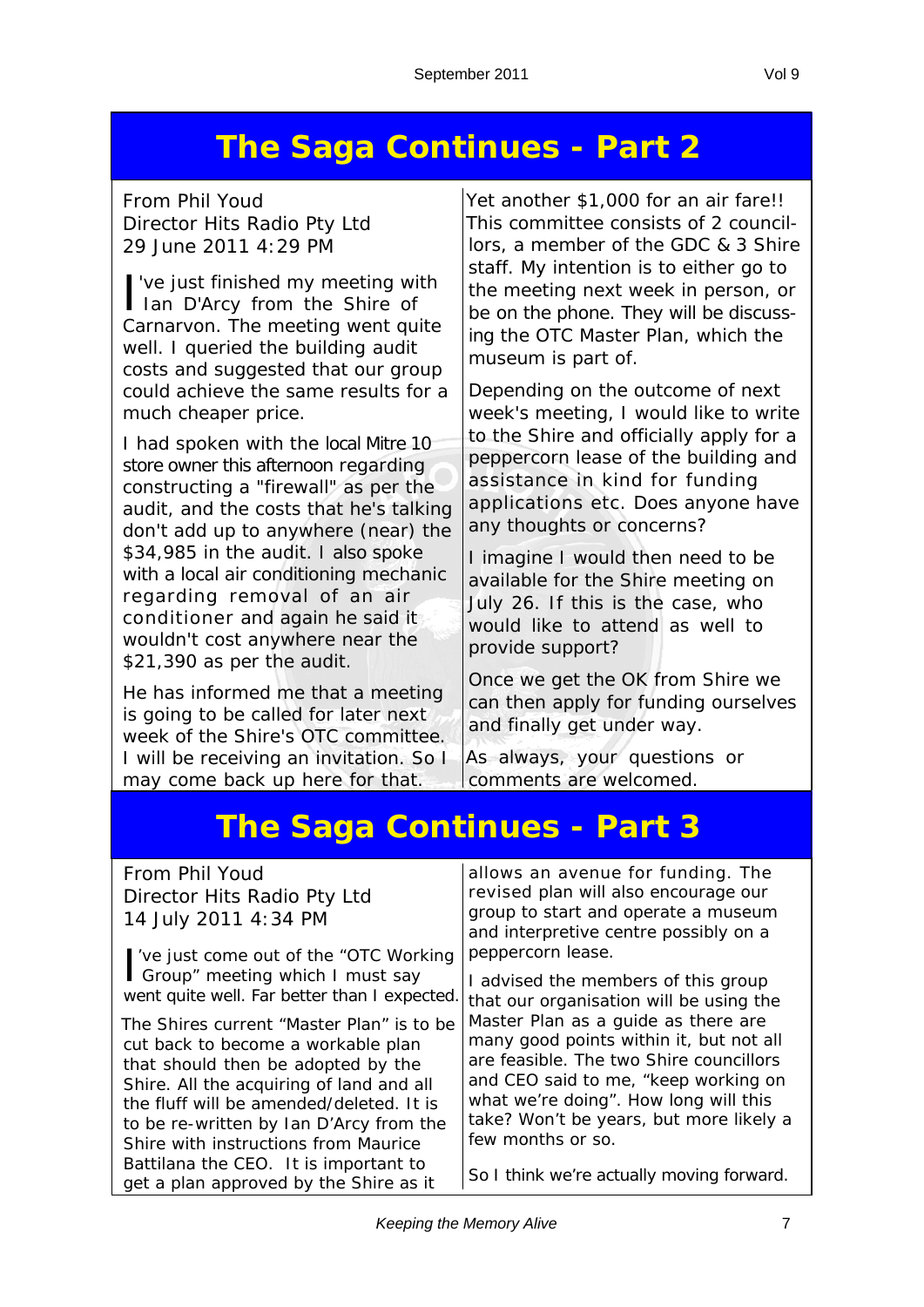# The Saga Continues - Part 2

From Phil Youd
Director Hits Radio Pty Ltd
29 June 2011 4:29 PM

I've just finished my meeting with Ian D'Arcy from the Shire of Carnarvon. The meeting went quite well. I queried the building audit costs and suggested that our group could achieve the same results for a much cheaper price.

I had spoken with the local Mitre 10 store owner this afternoon regarding constructing a "firewall" as per the audit, and the costs that he's talking don't add up to anywhere (near) the $34,985 in the audit. I also spoke with a local air conditioning mechanic regarding removal of an air conditioner and again he said it wouldn't cost anywhere near the $21,390 as per the audit.

He has informed me that a meeting is going to be called for later next week of the Shire's OTC committee. I will be receiving an invitation. So I may come back up here for that.

Yet another $1,000 for an air fare!! This committee consists of 2 councillors, a member of the GDC & 3 Shire staff. My intention is to either go to the meeting next week in person, or be on the phone. They will be discussing the OTC Master Plan, which the museum is part of.

Depending on the outcome of next week's meeting, I would like to write to the Shire and officially apply for a peppercorn lease of the building and assistance in kind for funding applications etc. Does anyone have any thoughts or concerns?

I imagine I would then need to be available for the Shire meeting on July 26. If this is the case, who would like to attend as well to provide support?

Once we get the OK from Shire we can then apply for funding ourselves and finally get under way.

As always, your questions or comments are welcomed.

# The Saga Continues - Part 3

From Phil Youd
Director Hits Radio Pty Ltd
14 July 2011 4:34 PM

I've just come out of the "OTC Working Group" meeting which I must say went quite well. Far better than I expected.

The Shires current "Master Plan" is to be cut back to become a workable plan that should then be adopted by the Shire. All the acquiring of land and all the fluff will be amended/deleted. It is to be re-written by Ian D'Arcy from the Shire with instructions from Maurice Battilana the CEO. It is important to get a plan approved by the Shire as it allows an avenue for funding. The revised plan will also encourage our group to start and operate a museum and interpretive centre possibly on a peppercorn lease.

I advised the members of this group that our organisation will be using the Master Plan as a guide as there are many good points within it, but not all are feasible. The two Shire councillors and CEO said to me, "keep working on what we're doing". How long will this take? Won't be years, but more likely a few months or so.

So I think we're actually moving forward.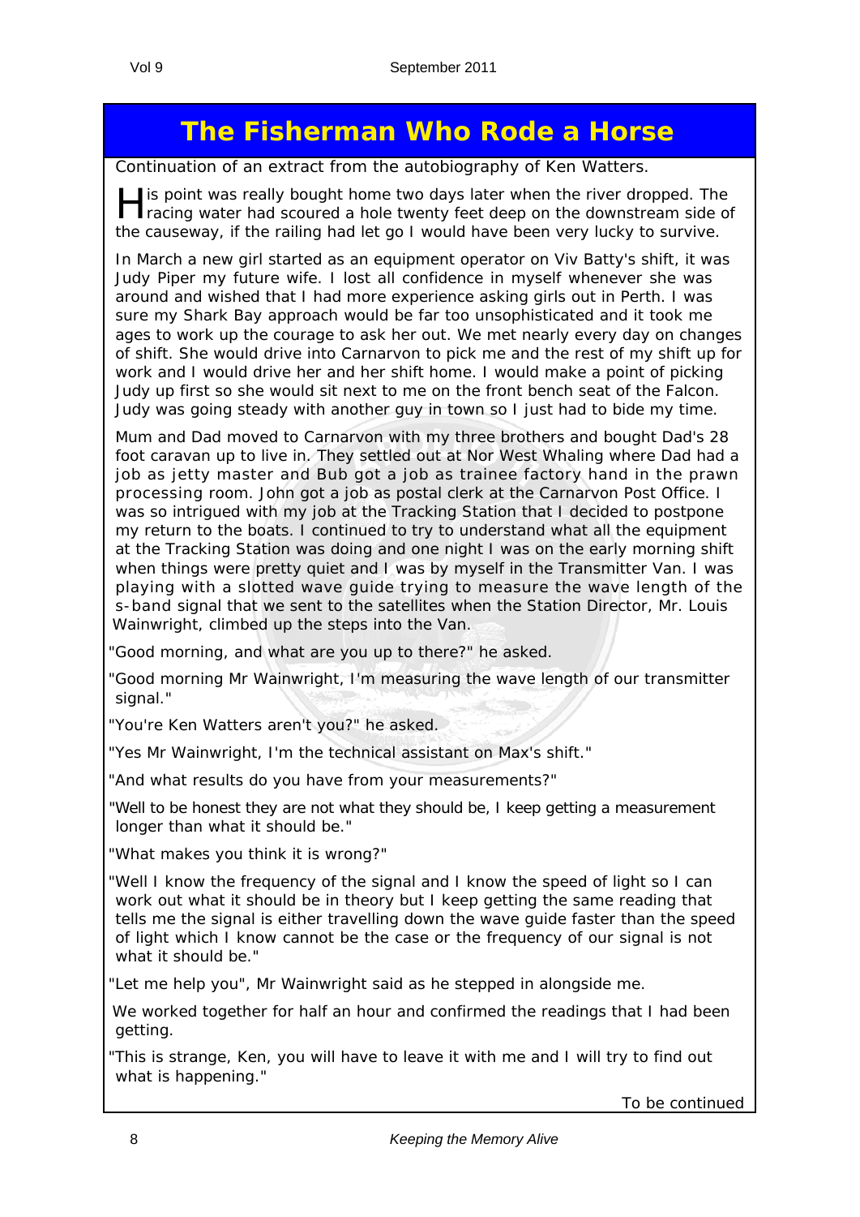# The Fisherman Who Rode a Horse

Continuation of an extract from the autobiography of Ken Watters.

His point was really bought home two days later when the river dropped. The racing water had scoured a hole twenty feet deep on the downstream side of the causeway, if the railing had let go I would have been very lucky to survive.

In March a new girl started as an equipment operator on Viv Batty's shift, it was Judy Piper my future wife. I lost all confidence in myself whenever she was around and wished that I had more experience asking girls out in Perth. I was sure my Shark Bay approach would be far too unsophisticated and it took me ages to work up the courage to ask her out. We met nearly every day on changes of shift. She would drive into Carnarvon to pick me and the rest of my shift up for work and I would drive her and her shift home. I would make a point of picking Judy up first so she would sit next to me on the front bench seat of the Falcon. Judy was going steady with another guy in town so I just had to bide my time.

Mum and Dad moved to Carnarvon with my three brothers and bought Dad's 28 foot caravan up to live in. They settled out at Nor West Whaling where Dad had a job as jetty master and Bub got a job as trainee factory hand in the prawn processing room. John got a job as postal clerk at the Carnarvon Post Office. I was so intrigued with my job at the Tracking Station that I decided to postpone my return to the boats. I continued to try to understand what all the equipment at the Tracking Station was doing and one night I was on the early morning shift when things were pretty quiet and I was by myself in the Transmitter Van. I was playing with a slotted wave guide trying to measure the wave length of the s-band signal that we sent to the satellites when the Station Director, Mr. Louis Wainwright, climbed up the steps into the Van.

"Good morning, and what are you up to there?" he asked.

"Good morning Mr Wainwright, I'm measuring the wave length of our transmitter signal."

"You're Ken Watters aren't you?" he asked.

"Yes Mr Wainwright, I'm the technical assistant on Max's shift."

"And what results do you have from your measurements?"

"Well to be honest they are not what they should be, I keep getting a measurement longer than what it should be."

"What makes you think it is wrong?"

"Well I know the frequency of the signal and I know the speed of light so I can work out what it should be in theory but I keep getting the same reading that tells me the signal is either travelling down the wave guide faster than the speed of light which I know cannot be the case or the frequency of our signal is not what it should be."

"Let me help you", Mr Wainwright said as he stepped in alongside me.

We worked together for half an hour and confirmed the readings that I had been getting.

"This is strange, Ken, you will have to leave it with me and I will try to find out what is happening."

To be continued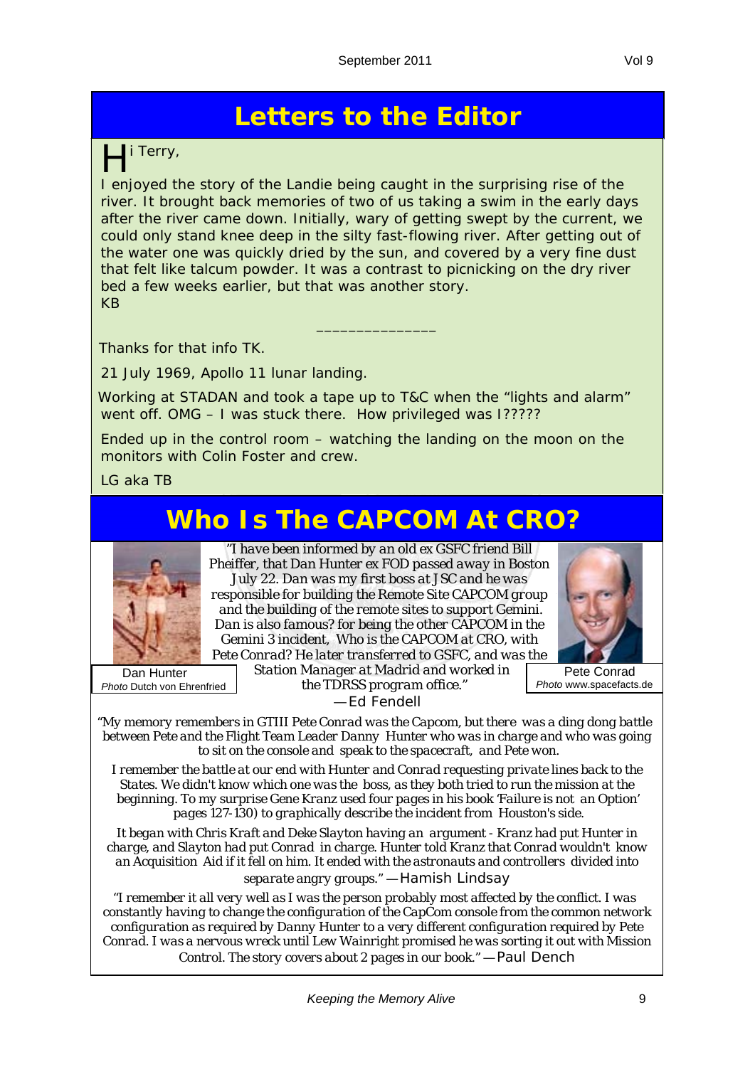# Letters to the Editor

Hi Terry,

I enjoyed the story of the Landie being caught in the surprising rise of the river. It brought back memories of two of us taking a swim in the early days after the river came down. Initially, wary of getting swept by the current, we could only stand knee deep in the silty fast-flowing river. After getting out of the water one was quickly dried by the sun, and covered by a very fine dust that felt like talcum powder. It was a contrast to picnicking on the dry river bed a few weeks earlier, but that was another story.

KB

---

Thanks for that info TK.

21 July 1969, Apollo 11 lunar landing.

Working at STADAN and took a tape up to T&C when the "lights and alarm" went off. OMG – I was stuck there. How privileged was I?????

Ended up in the control room – watching the landing on the moon on the monitors with Colin Foster and crew.

LG aka TB

# Who Is The CAPCOM At CRO?

Dan Hunter
*Photo* Dutch von Ehrenfried

Pete Conrad
*Photo* www.spacefacts.de

*"I have been informed by an old ex GSFC friend Bill Pheiffer, that Dan Hunter ex FOD passed away in Boston July 22. Dan was my first boss at JSC and he was responsible for building the Remote Site CAPCOM group and the building of the remote sites to support Gemini. Dan is also famous? for being the other CAPCOM in the Gemini 3 incident, Who is the CAPCOM at CRO, with Pete Conrad? He later transferred to GSFC, and was the Station Manager at Madrid and worked in the TDRSS program office."* —Ed Fendell

*"My memory remembers in GTIII Pete Conrad was the Capcom, but there was a ding dong battle between Pete and the Flight Team Leader Danny Hunter who was in charge and who was going to sit on the console and speak to the spacecraft, and Pete won.*

*I remember the battle at our end with Hunter and Conrad requesting private lines back to the States. We didn't know which one was the boss, as they both tried to run the mission at the beginning. To my surprise Gene Kranz used four pages in his book 'Failure is not an Option' pages 127-130) to graphically describe the incident from Houston's side.*

*It began with Chris Kraft and Deke Slayton having an argument - Kranz had put Hunter in charge, and Slayton had put Conrad in charge. Hunter told Kranz that Conrad wouldn't know an Acquisition Aid if it fell on him. It ended with the astronauts and controllers divided into separate angry groups."* —Hamish Lindsay

*"I remember it all very well as I was the person probably most affected by the conflict. I was constantly having to change the configuration of the CapCom console from the common network configuration as required by Danny Hunter to a very different configuration required by Pete Conrad. I was a nervous wreck until Lew Wainright promised he was sorting it out with Mission Control. The story covers about 2 pages in our book."* —Paul Dench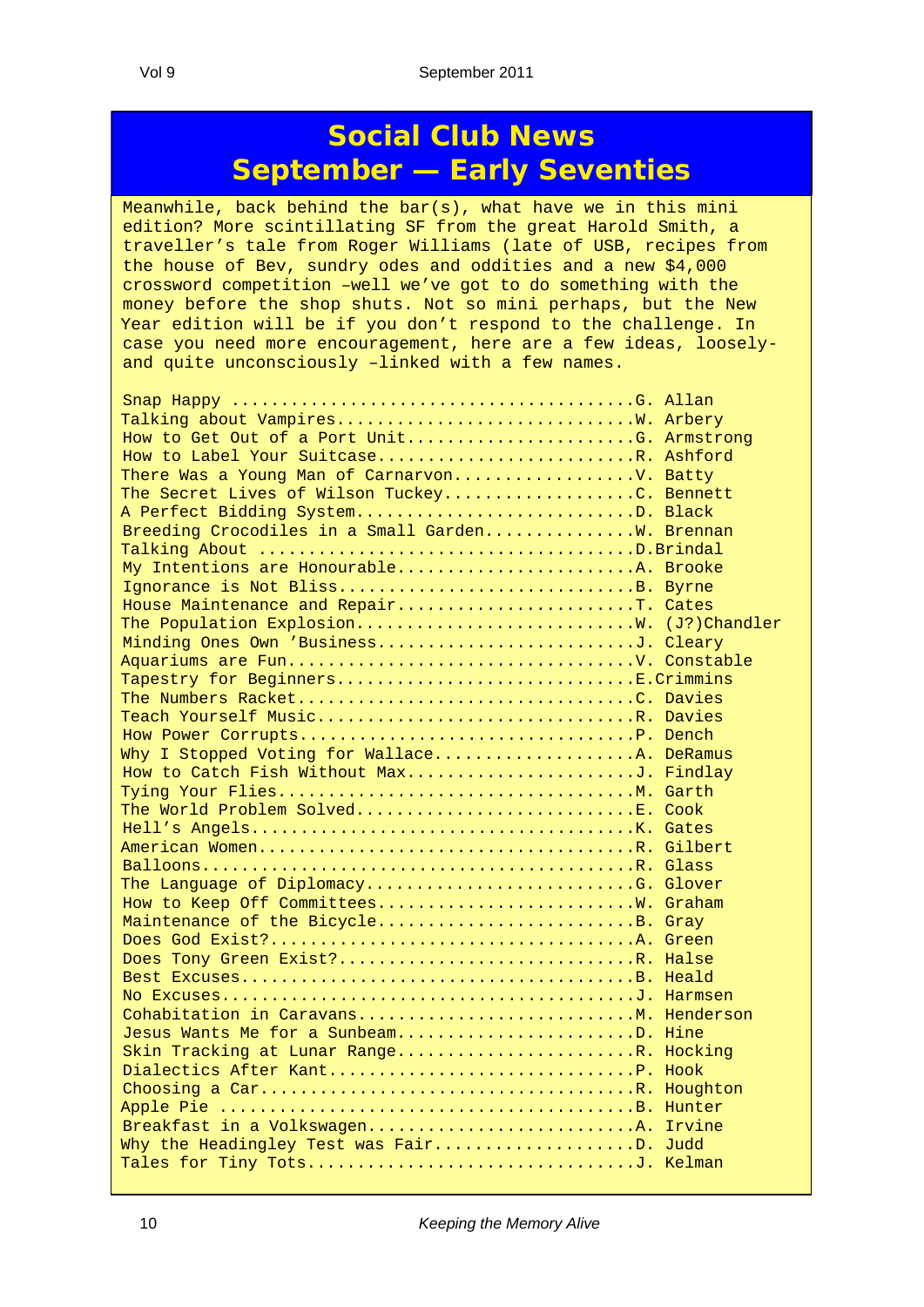# Social Club News
# September — Early Seventies

Meanwhile, back behind the bar(s), what have we in this mini edition? More scintillating SF from the great Harold Smith, a traveller's tale from Roger Williams (late of USB, recipes from the house of Bev, sundry odes and oddities and a new $4,000 crossword competition –well we've got to do something with the money before the shop shuts. Not so mini perhaps, but the New Year edition will be if you don't respond to the challenge. In case you need more encouragement, here are a few ideas, loosely- and quite unconsciously –linked with a few names.

Snap Happy ........................................G. Allan
Talking about Vampires..............................W. Arbery
How to Get Out of a Port Unit.......................G. Armstrong
How to Label Your Suitcase..........................R. Ashford
There Was a Young Man of Carnarvon..................V. Batty
The Secret Lives of Wilson Tuckey...................C. Bennett
A Perfect Bidding System............................D. Black
Breeding Crocodiles in a Small Garden...............W. Brennan
Talking About ......................................D.Brindal
My Intentions are Honourable........................A. Brooke
Ignorance is Not Bliss..............................B. Byrne
House Maintenance and Repair........................T. Cates
The Population Explosion............................W. (J?)Chandler
Minding Ones Own 'Business..........................J. Cleary
Aquariums are Fun...................................V. Constable
Tapestry for Beginners..............................E.Crimmins
The Numbers Racket..................................C. Davies
Teach Yourself Music................................R. Davies
How Power Corrupts..................................P. Dench
Why I Stopped Voting for Wallace....................A. DeRamus
How to Catch Fish Without Max.......................J. Findlay
Tying Your Flies....................................M. Garth
The World Problem Solved............................E. Cook
Hell's Angels.......................................K. Gates
American Women......................................R. Gilbert
Balloons............................................R. Glass
The Language of Diplomacy...........................G. Glover
How to Keep Off Committees..........................W. Graham
Maintenance of the Bicycle..........................B. Gray
Does God Exist?.....................................A. Green
Does Tony Green Exist?..............................R. Halse
Best Excuses........................................B. Heald
No Excuses..........................................J. Harmsen
Cohabitation in Caravans............................M. Henderson
Jesus Wants Me for a Sunbeam........................D. Hine
Skin Tracking at Lunar Range........................R. Hocking
Dialectics After Kant...............................P. Hook
Choosing a Car......................................R. Houghton
Apple Pie ..........................................B. Hunter
Breakfast in a Volkswagen...........................A. Irvine
Why the Headingley Test was Fair....................D. Judd
Tales for Tiny Tots.................................J. Kelman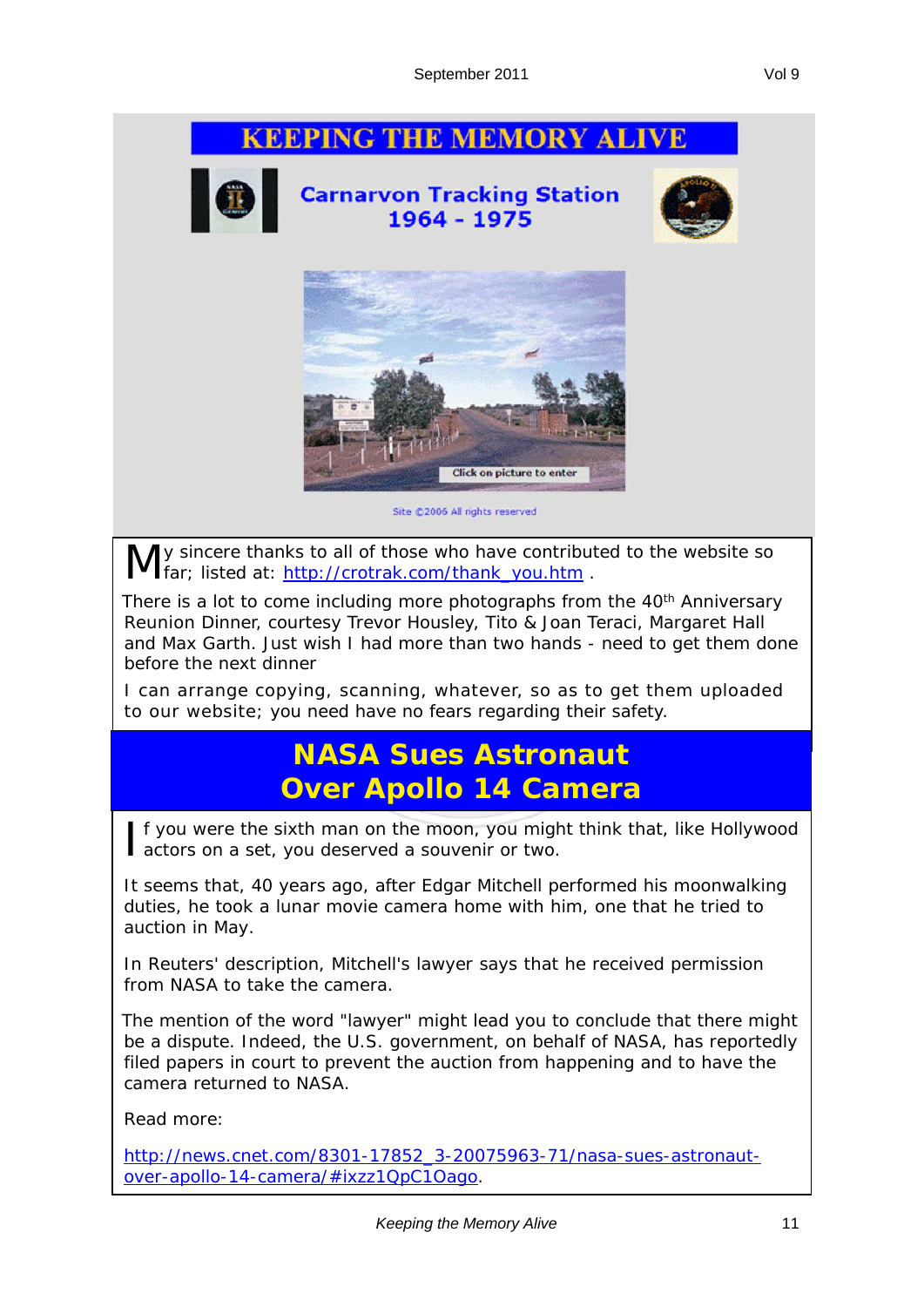# KEEPING THE MEMORY ALIVE

**Carnarvon Tracking Station 1964 - 1975**

Click on picture to enter

Site ©2006 All rights reserved

My sincere thanks to all of those who have contributed to the website so far; listed at: http://crotrak.com/thank_you.htm .

There is a lot to come including more photographs from the 40th Anniversary Reunion Dinner, courtesy Trevor Housley, Tito & Joan Teraci, Margaret Hall and Max Garth. Just wish I had more than two hands - need to get them done before the next dinner

I can arrange copying, scanning, whatever, so as to get them uploaded to our website; you need have no fears regarding their safety.

## NASA Sues Astronaut Over Apollo 14 Camera

If you were the sixth man on the moon, you might think that, like Hollywood actors on a set, you deserved a souvenir or two.

It seems that, 40 years ago, after Edgar Mitchell performed his moonwalking duties, he took a lunar movie camera home with him, one that he tried to auction in May.

In Reuters' description, Mitchell's lawyer says that he received permission from NASA to take the camera.

The mention of the word "lawyer" might lead you to conclude that there might be a dispute. Indeed, the U.S. government, on behalf of NASA, has reportedly filed papers in court to prevent the auction from happening and to have the camera returned to NASA.

Read more:

http://news.cnet.com/8301-17852_3-20075963-71/nasa-sues-astronaut-over-apollo-14-camera/#ixzz1QpC1Oago.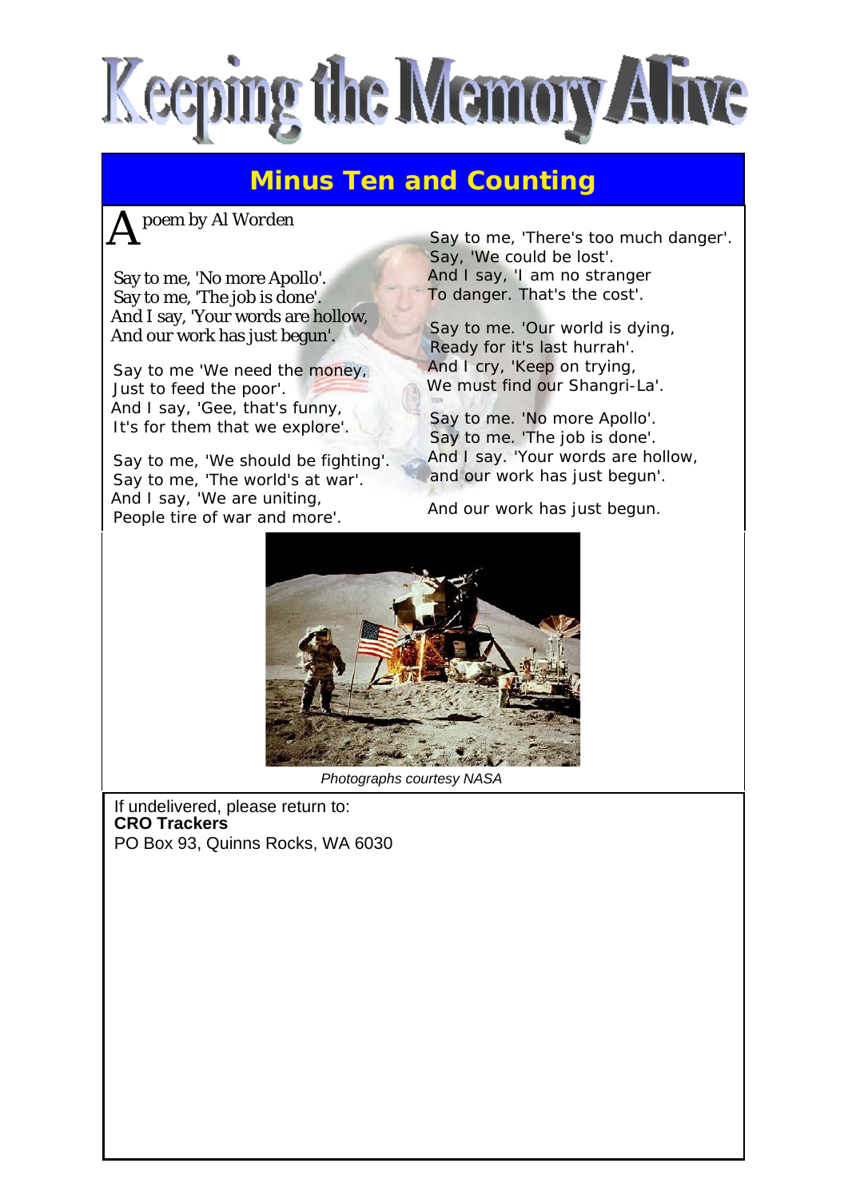# Keeping the Memory Alive

## Minus Ten and Counting

A poem by Al Worden

Say to me, 'No more Apollo'.
Say to me, 'The job is done'.
And I say, 'Your words are hollow,
And our work has just begun'.

Say to me 'We need the money,
Just to feed the poor'.
And I say, 'Gee, that's funny,
It's for them that we explore'.

Say to me, 'We should be fighting'.
Say to me, 'The world's at war'.
And I say, 'We are uniting,
People tire of war and more'.

Say to me, 'There's too much danger'.
Say, 'We could be lost'.
And I say, 'I am no stranger
To danger. That's the cost'.

Say to me. 'Our world is dying,
Ready for it's last hurrah'.
And I cry, 'Keep on trying,
We must find our Shangri-La'.

Say to me. 'No more Apollo'.
Say to me. 'The job is done'.
And I say. 'Your words are hollow,
and our work has just begun'.

And our work has just begun.

*Photographs courtesy NASA*

If undelivered, please return to:
**CRO Trackers**
PO Box 93, Quinns Rocks, WA 6030